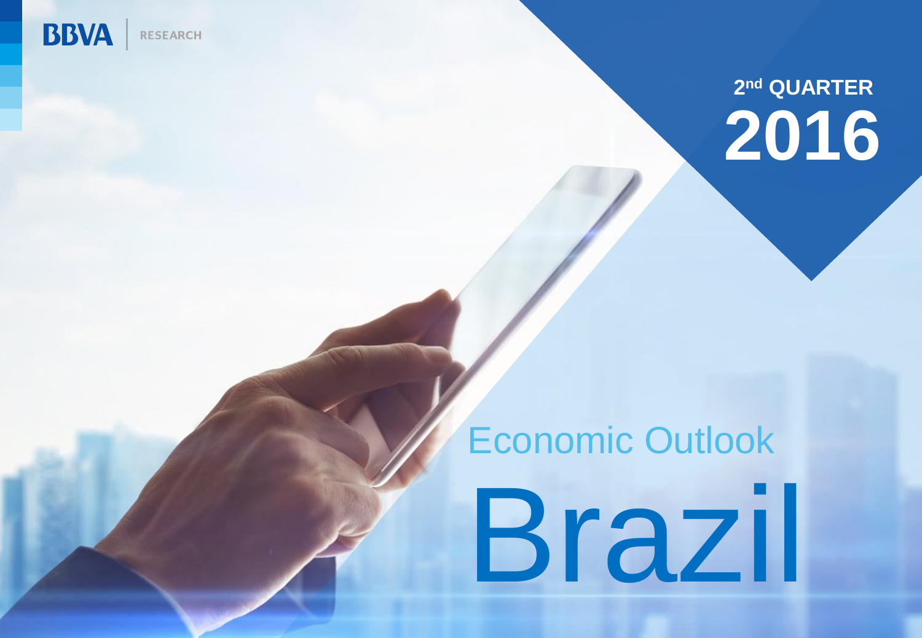BBVA | RESEARCH

2nd QUARTER
# 2016

Economic Outlook

# Brazil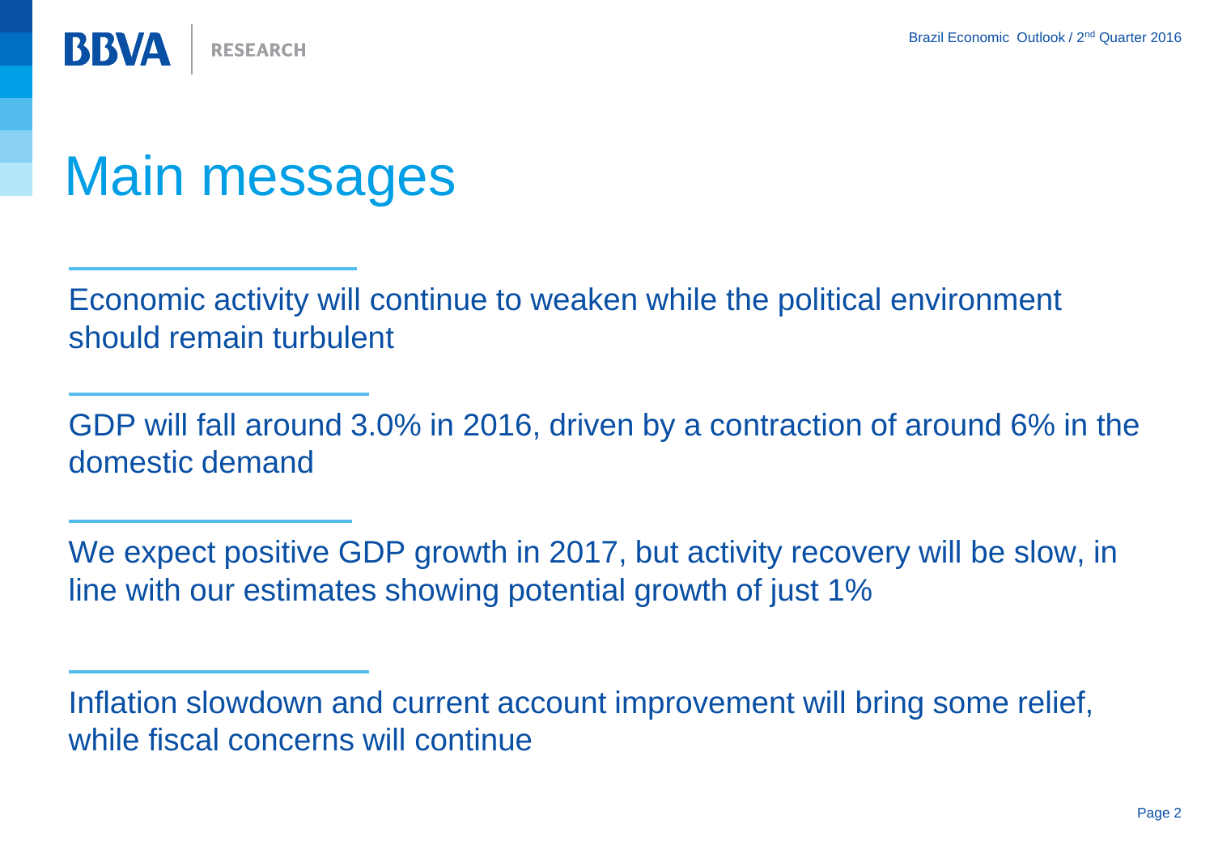# Main messages

Economic activity will continue to weaken while the political environment should remain turbulent

GDP will fall around 3.0% in 2016, driven by a contraction of around 6% in the domestic demand

We expect positive GDP growth in 2017, but activity recovery will be slow, in line with our estimates showing potential growth of just 1%

Inflation slowdown and current account improvement will bring some relief, while fiscal concerns will continue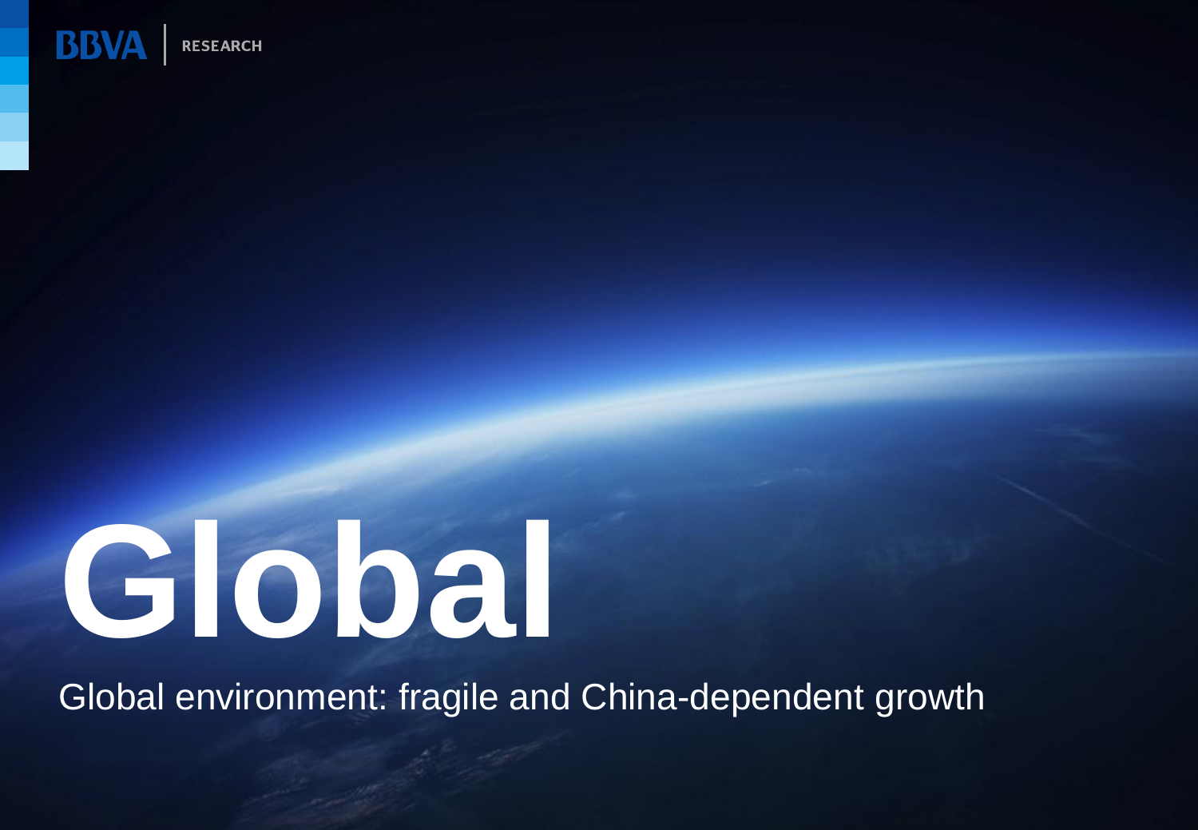# Global

Global environment: fragile and China-dependent growth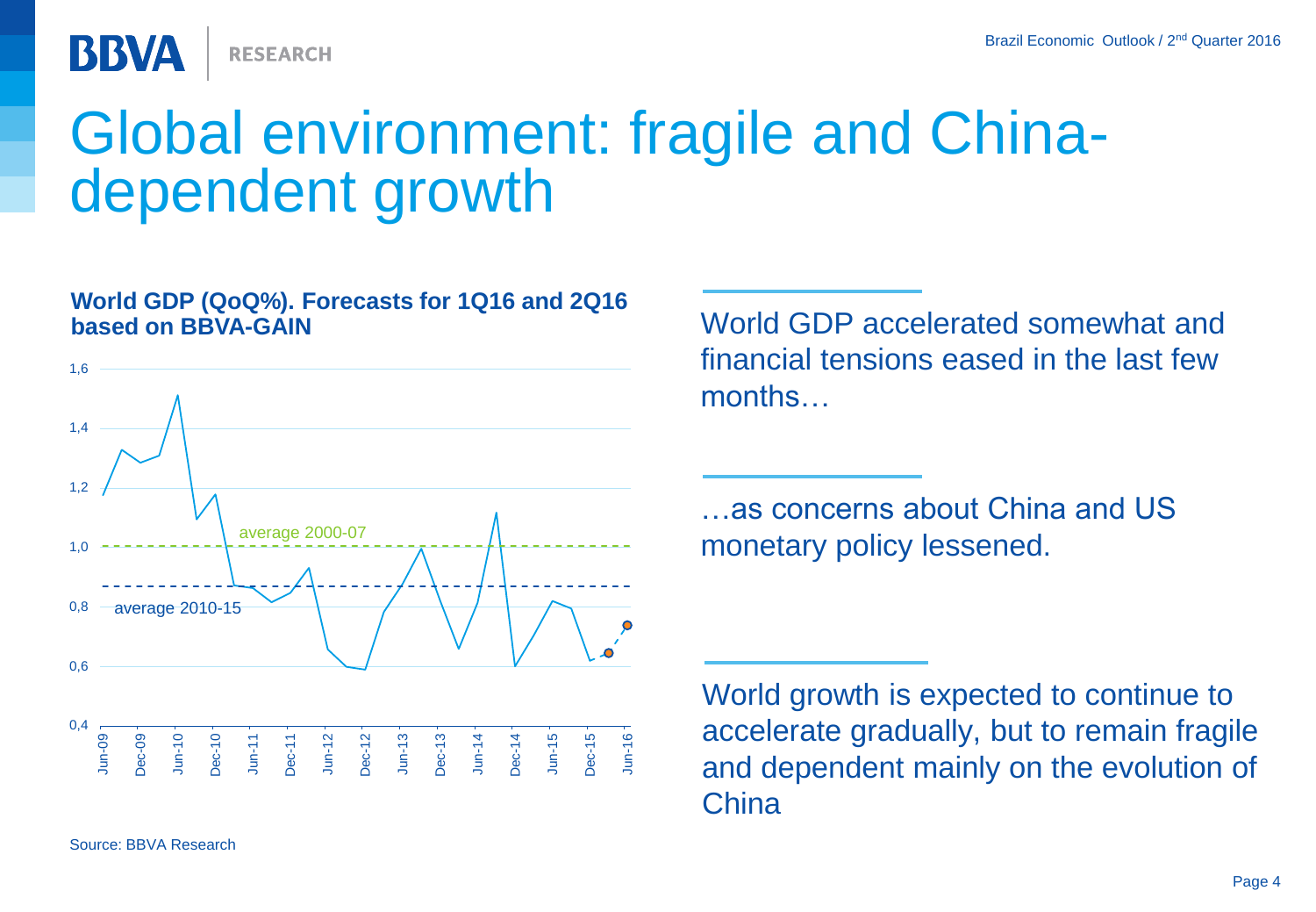# Global environment: fragile and China-dependent growth

**World GDP (QoQ%). Forecasts for 1Q16 and 2Q16 based on BBVA-GAIN**

Source: BBVA Research

World GDP accelerated somewhat and financial tensions eased in the last few months…

…as concerns about China and US monetary policy lessened.

World growth is expected to continue to accelerate gradually, but to remain fragile and dependent mainly on the evolution of China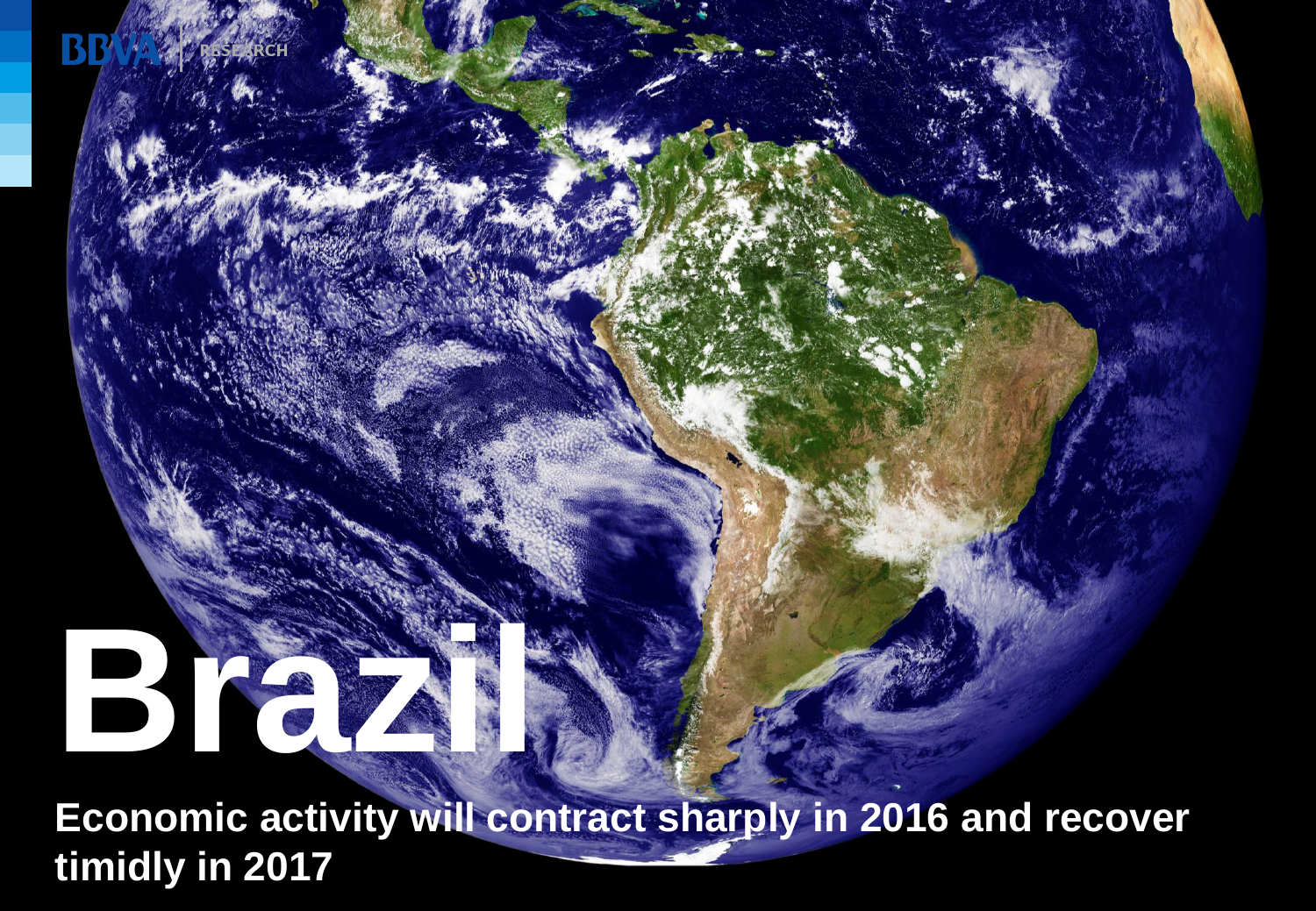# Brazil

**Economic activity will contract sharply in 2016 and recover timidly in 2017**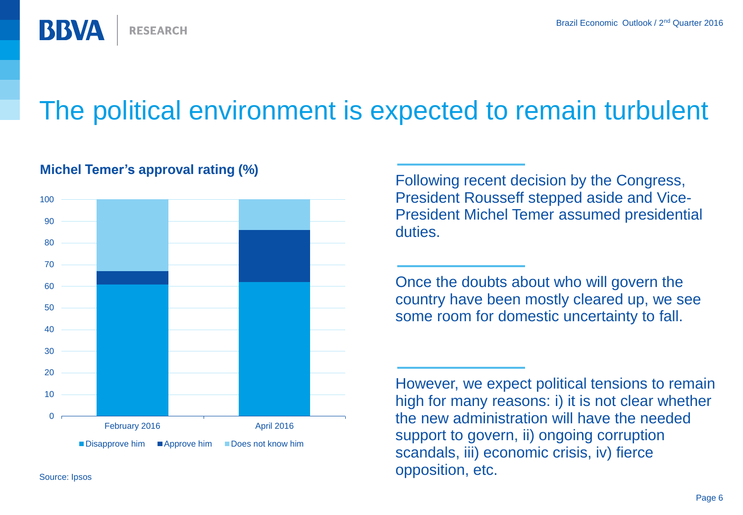# The political environment is expected to remain turbulent

**Michel Temer's approval rating (%)**

Source: Ipsos

Following recent decision by the Congress, President Rousseff stepped aside and Vice-President Michel Temer assumed presidential duties.

Once the doubts about who will govern the country have been mostly cleared up, we see some room for domestic uncertainty to fall.

However, we expect political tensions to remain high for many reasons: i) it is not clear whether the new administration will have the needed support to govern, ii) ongoing corruption scandals, iii) economic crisis, iv) fierce opposition, etc.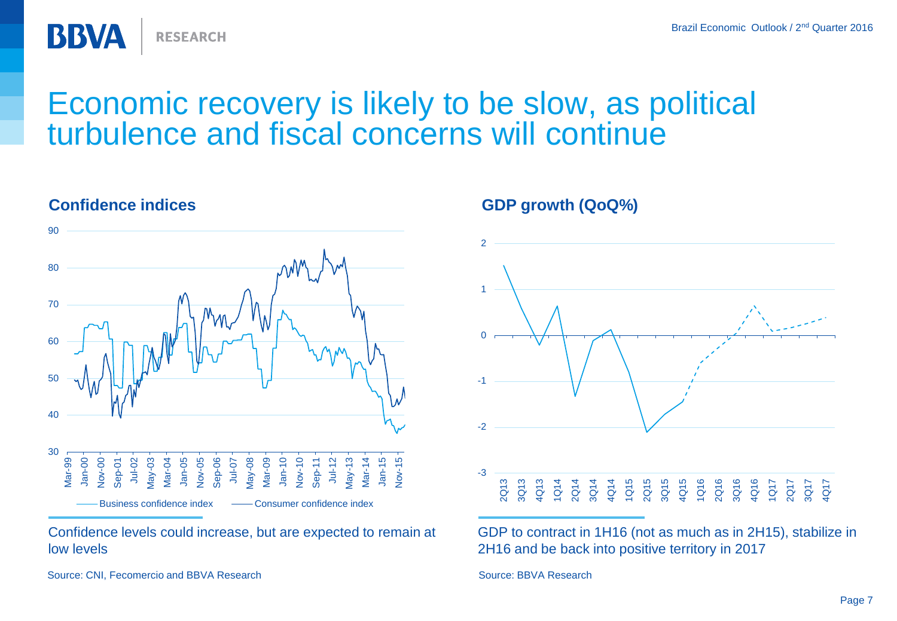# Economic recovery is likely to be slow, as political turbulence and fiscal concerns will continue

### Confidence indices

Business confidence index — Consumer confidence index

Confidence levels could increase, but are expected to remain at low levels

Source: CNI, Fecomercio and BBVA Research

### GDP growth (QoQ%)

GDP to contract in 1H16 (not as much as in 2H15), stabilize in 2H16 and be back into positive territory in 2017

Source: BBVA Research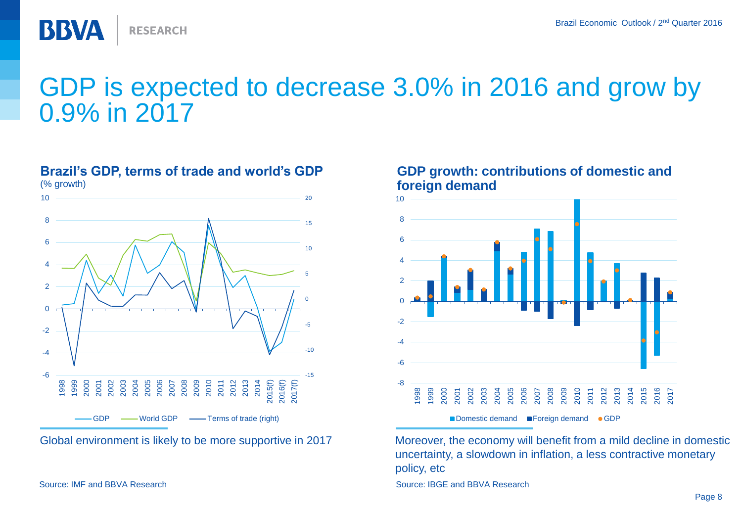# GDP is expected to decrease 3.0% in 2016 and grow by 0.9% in 2017

**Brazil's GDP, terms of trade and world's GDP**
(% growth)

Global environment is likely to be more supportive in 2017

Source: IMF and BBVA Research

**GDP growth: contributions of domestic and foreign demand**

Moreover, the economy will benefit from a mild decline in domestic uncertainty, a slowdown in inflation, a less contractive monetary policy, etc

Source: IBGE and BBVA Research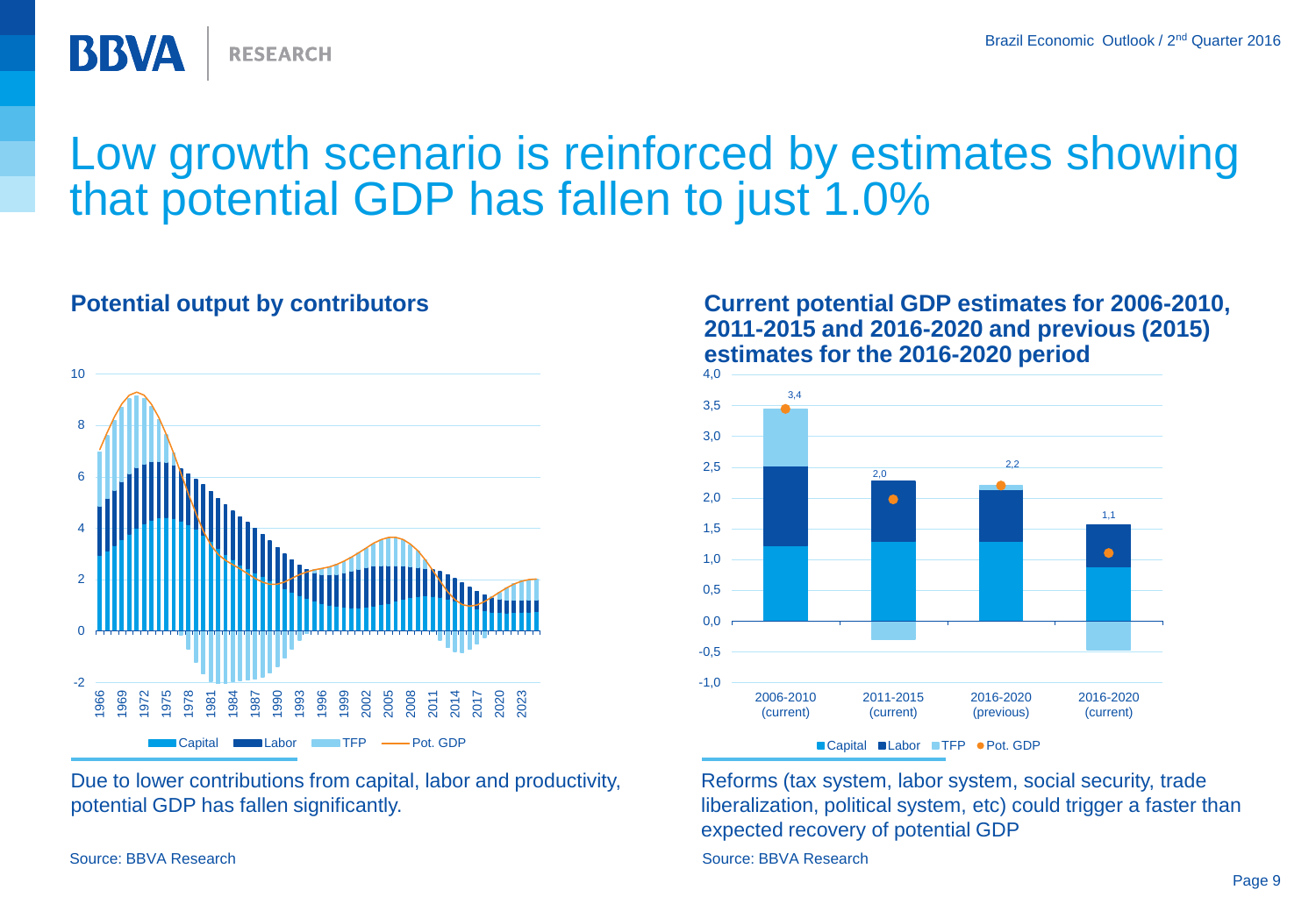# Low growth scenario is reinforced by estimates showing that potential GDP has fallen to just 1.0%

### Potential output by contributors

Capital | Labor | TFP | Pot. GDP

Due to lower contributions from capital, labor and productivity, potential GDP has fallen significantly.

Source: BBVA Research

### Current potential GDP estimates for 2006-2010, 2011-2015 and 2016-2020 and previous (2015) estimates for the 2016-2020 period

| | 2006-2010 (current) | 2011-2015 (current) | 2016-2020 (previous) | 2016-2020 (current) |
|---|---|---|---|---|
| Pot. GDP | 3,4 | 2,0 | 2,2 | 1,1 |

Capital | Labor | TFP | Pot. GDP

Reforms (tax system, labor system, social security, trade liberalization, political system, etc) could trigger a faster than expected recovery of potential GDP

Source: BBVA Research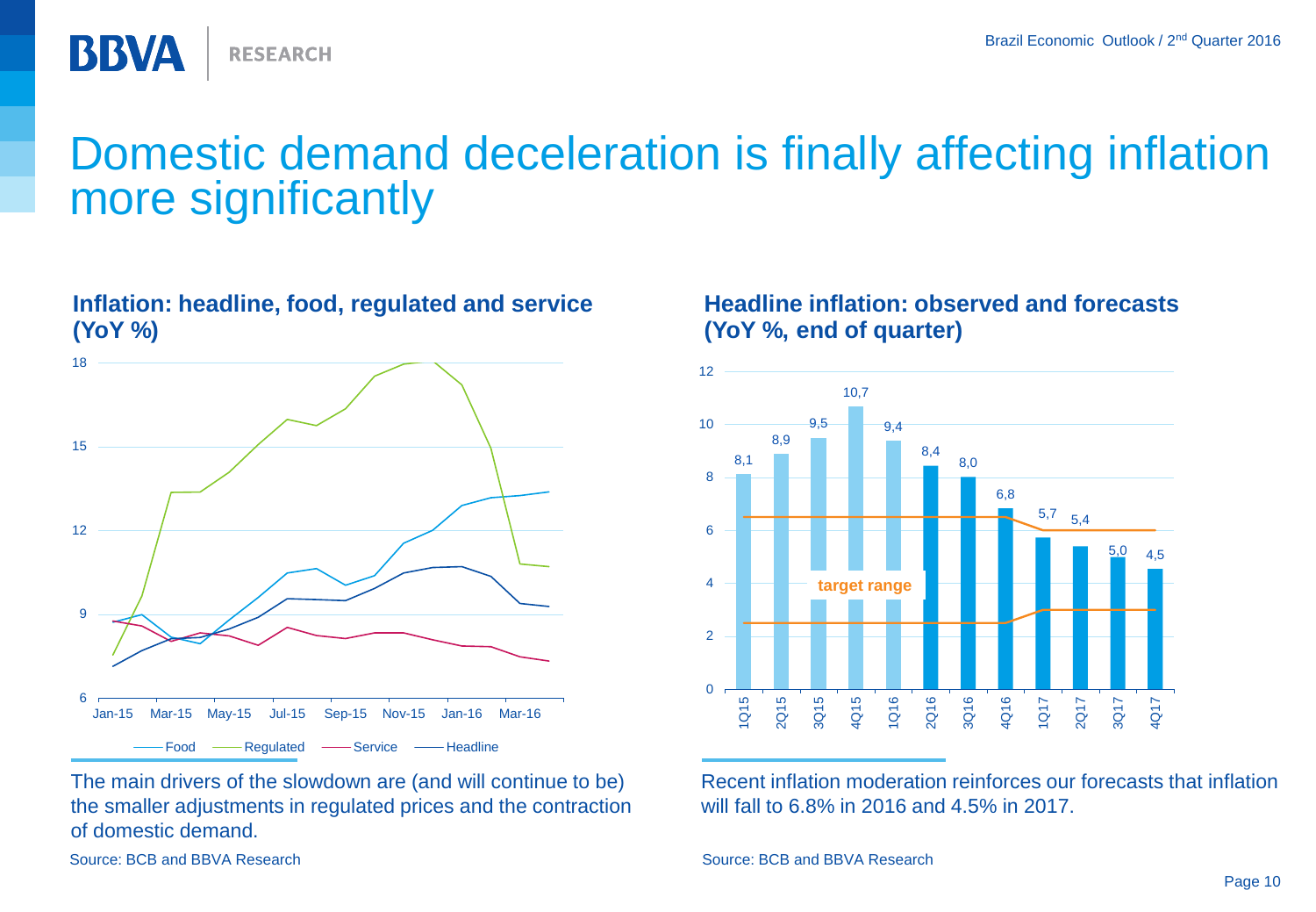# Domestic demand deceleration is finally affecting inflation more significantly

**Inflation: headline, food, regulated and service (YoY %)**

The main drivers of the slowdown are (and will continue to be) the smaller adjustments in regulated prices and the contraction of domestic demand.

Source: BCB and BBVA Research

**Headline inflation: observed and forecasts (YoY %, end of quarter)**

Recent inflation moderation reinforces our forecasts that inflation will fall to 6.8% in 2016 and 4.5% in 2017.

Source: BCB and BBVA Research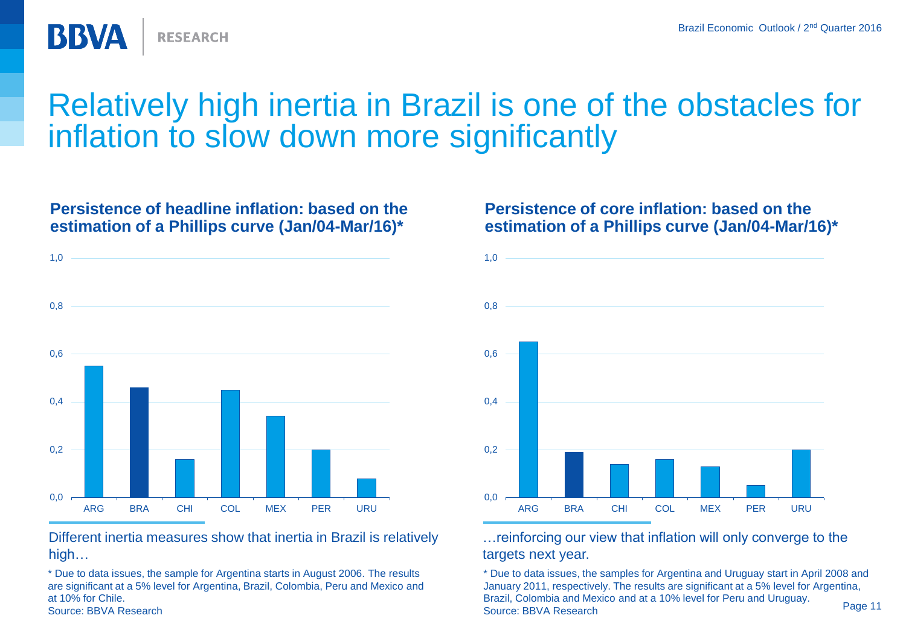# Relatively high inertia in Brazil is one of the obstacles for inflation to slow down more significantly

**Persistence of headline inflation: based on the estimation of a Phillips curve (Jan/04-Mar/16)***

| Country | Persistence |
|---|---|
| ARG | 0,55 |
| BRA | 0,46 |
| CHI | 0,16 |
| COL | 0,45 |
| MEX | 0,34 |
| PER | 0,20 |
| URU | 0,08 |

Different inertia measures show that inertia in Brazil is relatively high…

* Due to data issues, the sample for Argentina starts in August 2006. The results are significant at a 5% level for Argentina, Brazil, Colombia, Peru and Mexico and at 10% for Chile.
Source: BBVA Research

**Persistence of core inflation: based on the estimation of a Phillips curve (Jan/04-Mar/16)***

| Country | Persistence |
|---|---|
| ARG | 0,65 |
| BRA | 0,19 |
| CHI | 0,14 |
| COL | 0,16 |
| MEX | 0,13 |
| PER | 0,05 |
| URU | 0,20 |

…reinforcing our view that inflation will only converge to the targets next year.

* Due to data issues, the samples for Argentina and Uruguay start in April 2008 and January 2011, respectively. The results are significant at a 5% level for Argentina, Brazil, Colombia and Mexico and at a 10% level for Peru and Uruguay.
Source: BBVA Research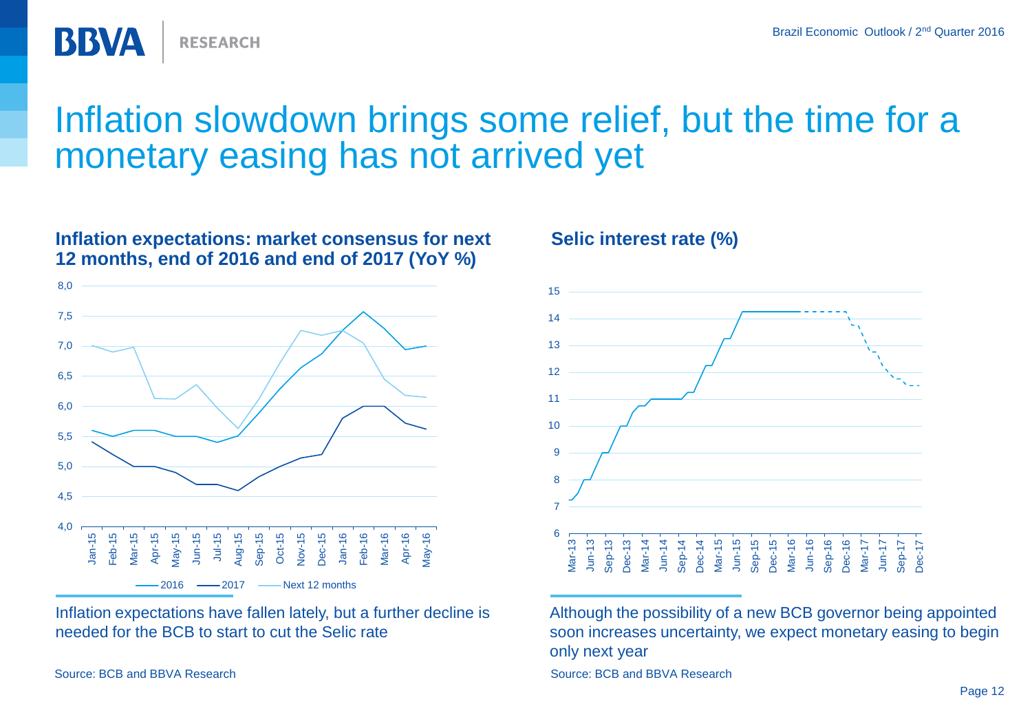# Inflation slowdown brings some relief, but the time for a monetary easing has not arrived yet

**Inflation expectations: market consensus for next 12 months, end of 2016 and end of 2017 (YoY %)**

Inflation expectations have fallen lately, but a further decline is needed for the BCB to start to cut the Selic rate

Source: BCB and BBVA Research

**Selic interest rate (%)**

Although the possibility of a new BCB governor being appointed soon increases uncertainty, we expect monetary easing to begin only next year

Source: BCB and BBVA Research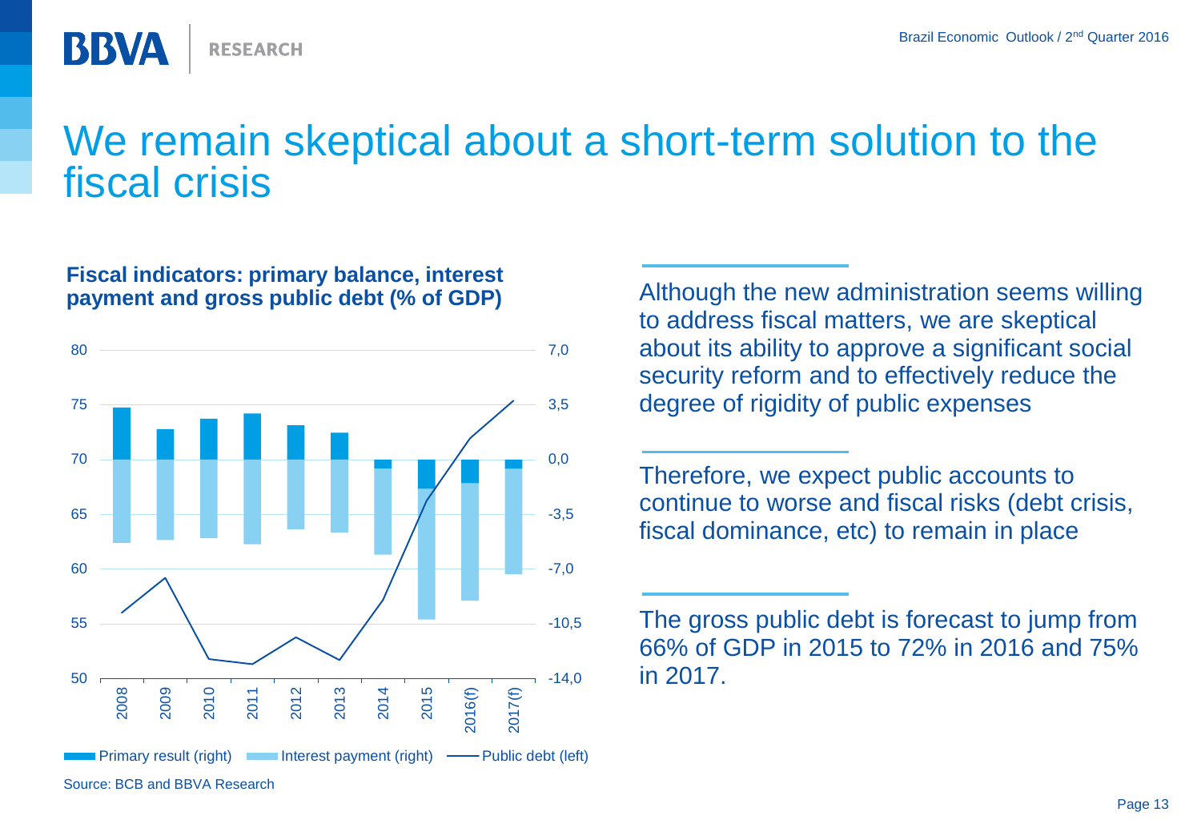# We remain skeptical about a short-term solution to the fiscal crisis

**Fiscal indicators: primary balance, interest payment and gross public debt (% of GDP)**

Primary result (right) | Interest payment (right) | Public debt (left)

Source: BCB and BBVA Research

Although the new administration seems willing to address fiscal matters, we are skeptical about its ability to approve a significant social security reform and to effectively reduce the degree of rigidity of public expenses

Therefore, we expect public accounts to continue to worse and fiscal risks (debt crisis, fiscal dominance, etc) to remain in place

The gross public debt is forecast to jump from 66% of GDP in 2015 to 72% in 2016 and 75% in 2017.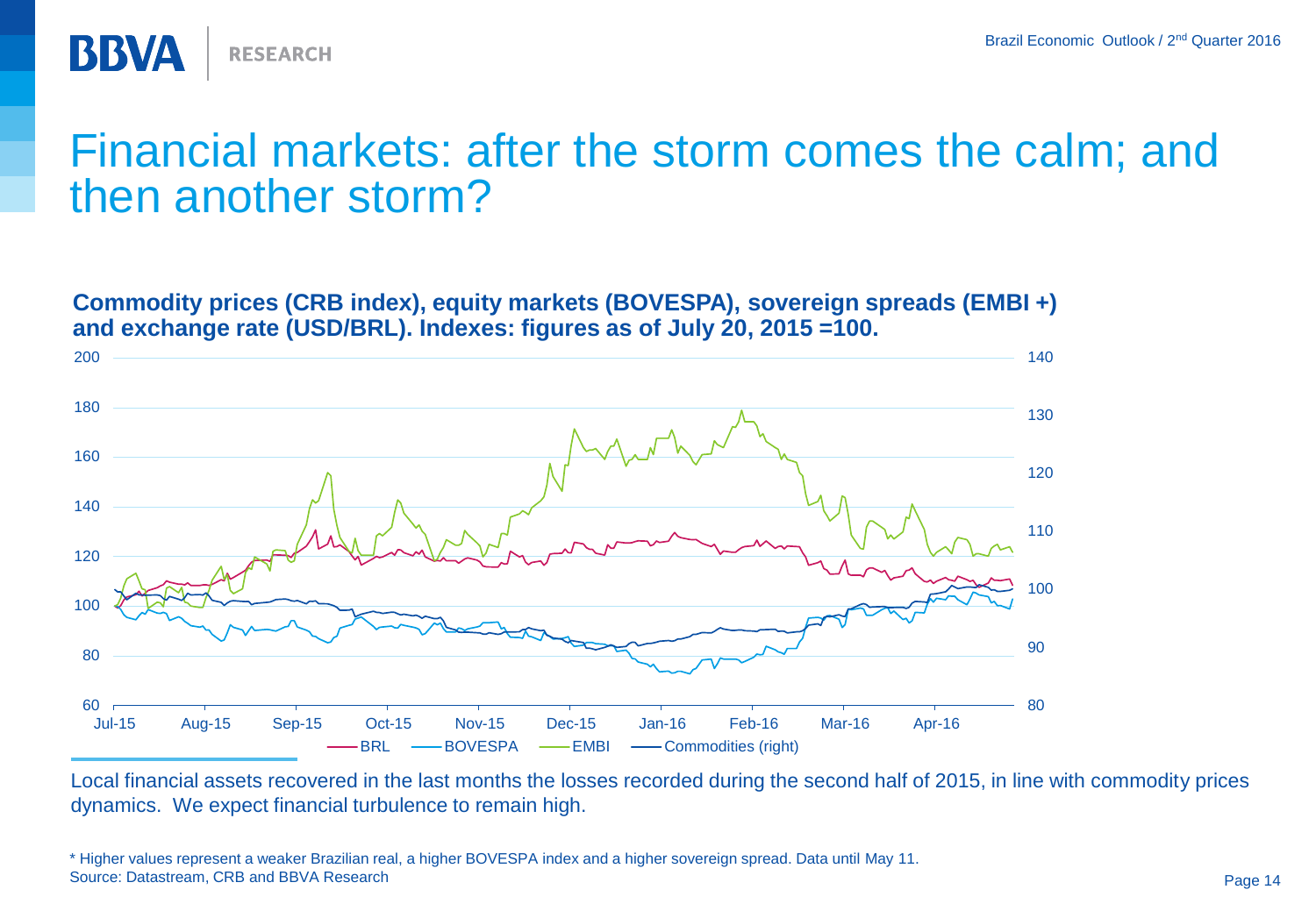# Financial markets: after the storm comes the calm; and then another storm?

**Commodity prices (CRB index), equity markets (BOVESPA), sovereign spreads (EMBI +) and exchange rate (USD/BRL). Indexes: figures as of July 20, 2015 =100.**

Local financial assets recovered in the last months the losses recorded during the second half of 2015, in line with commodity prices dynamics. We expect financial turbulence to remain high.

\* Higher values represent a weaker Brazilian real, a higher BOVESPA index and a higher sovereign spread. Data until May 11.
Source: Datastream, CRB and BBVA Research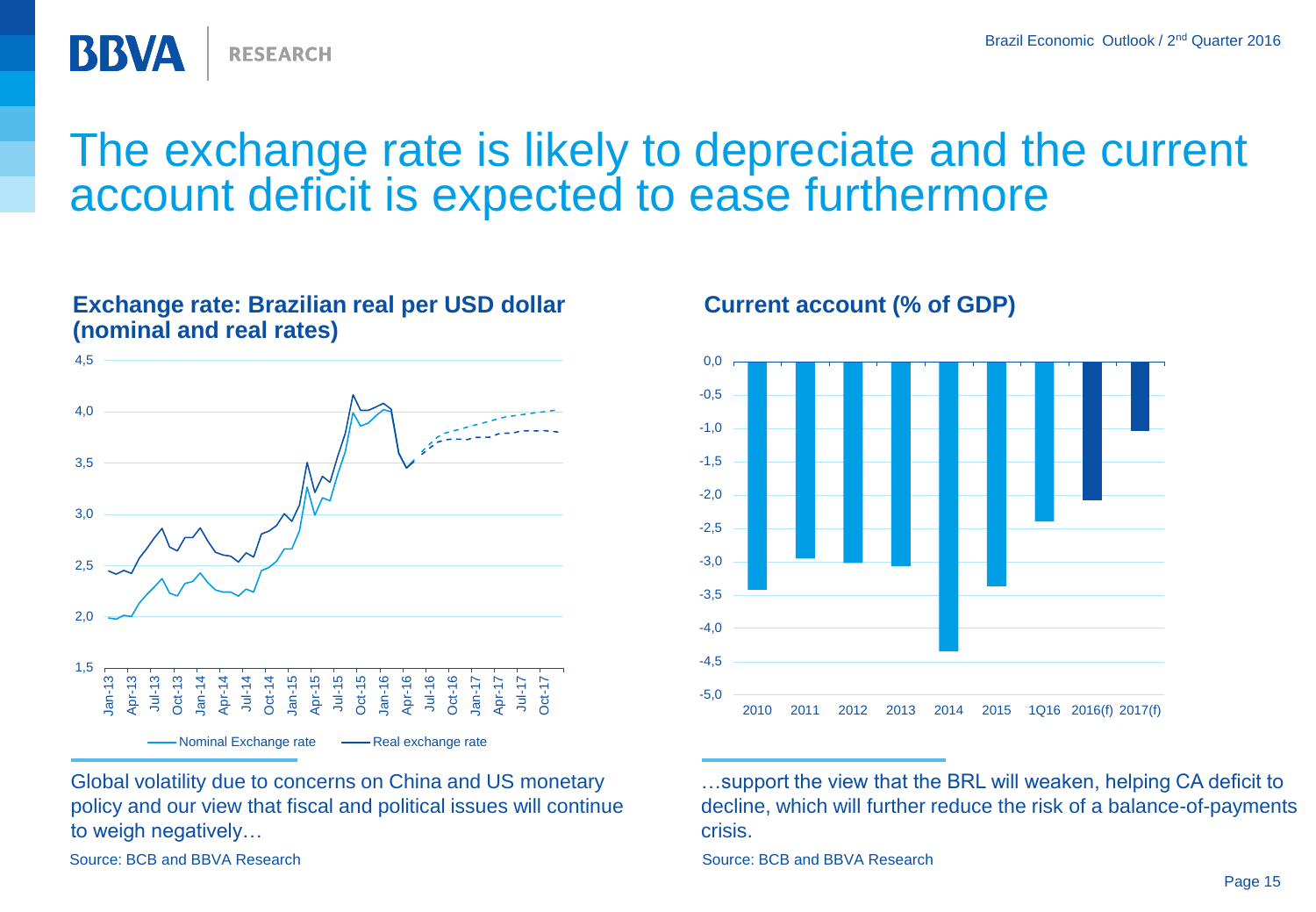# The exchange rate is likely to depreciate and the current account deficit is expected to ease furthermore

**Exchange rate: Brazilian real per USD dollar (nominal and real rates)**

Global volatility due to concerns on China and US monetary policy and our view that fiscal and political issues will continue to weigh negatively…

Source: BCB and BBVA Research

**Current account (% of GDP)**

…support the view that the BRL will weaken, helping CA deficit to decline, which will further reduce the risk of a balance-of-payments crisis.

Source: BCB and BBVA Research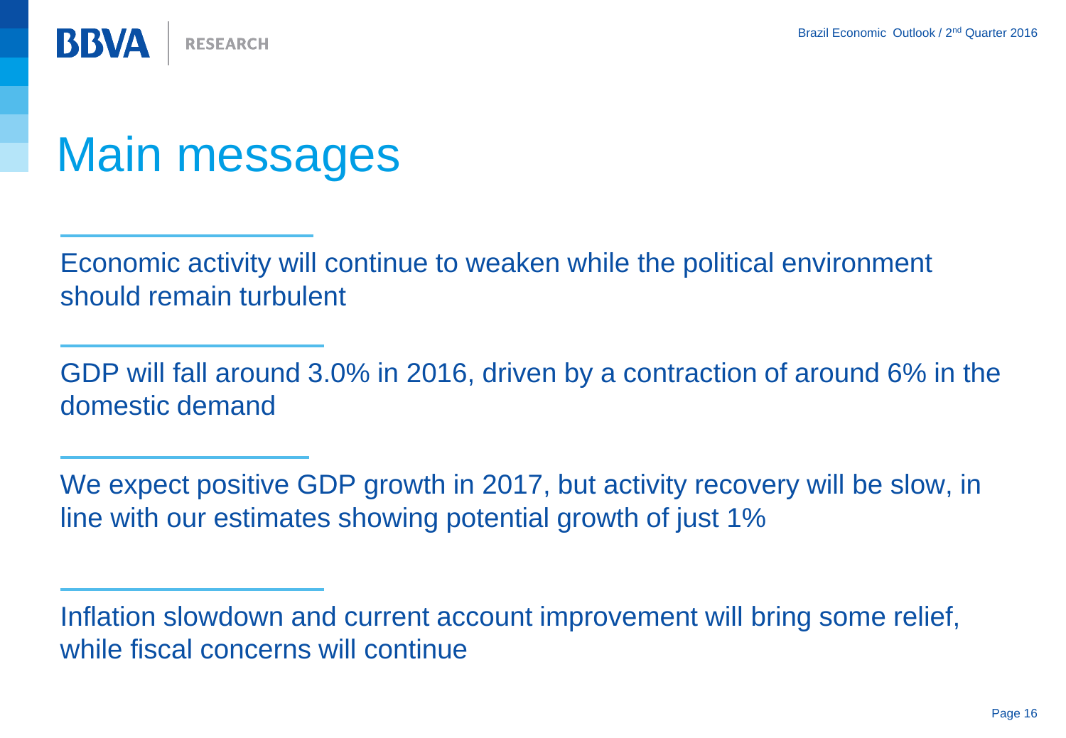# Main messages

Economic activity will continue to weaken while the political environment should remain turbulent

GDP will fall around 3.0% in 2016, driven by a contraction of around 6% in the domestic demand

We expect positive GDP growth in 2017, but activity recovery will be slow, in line with our estimates showing potential growth of just 1%

Inflation slowdown and current account improvement will bring some relief, while fiscal concerns will continue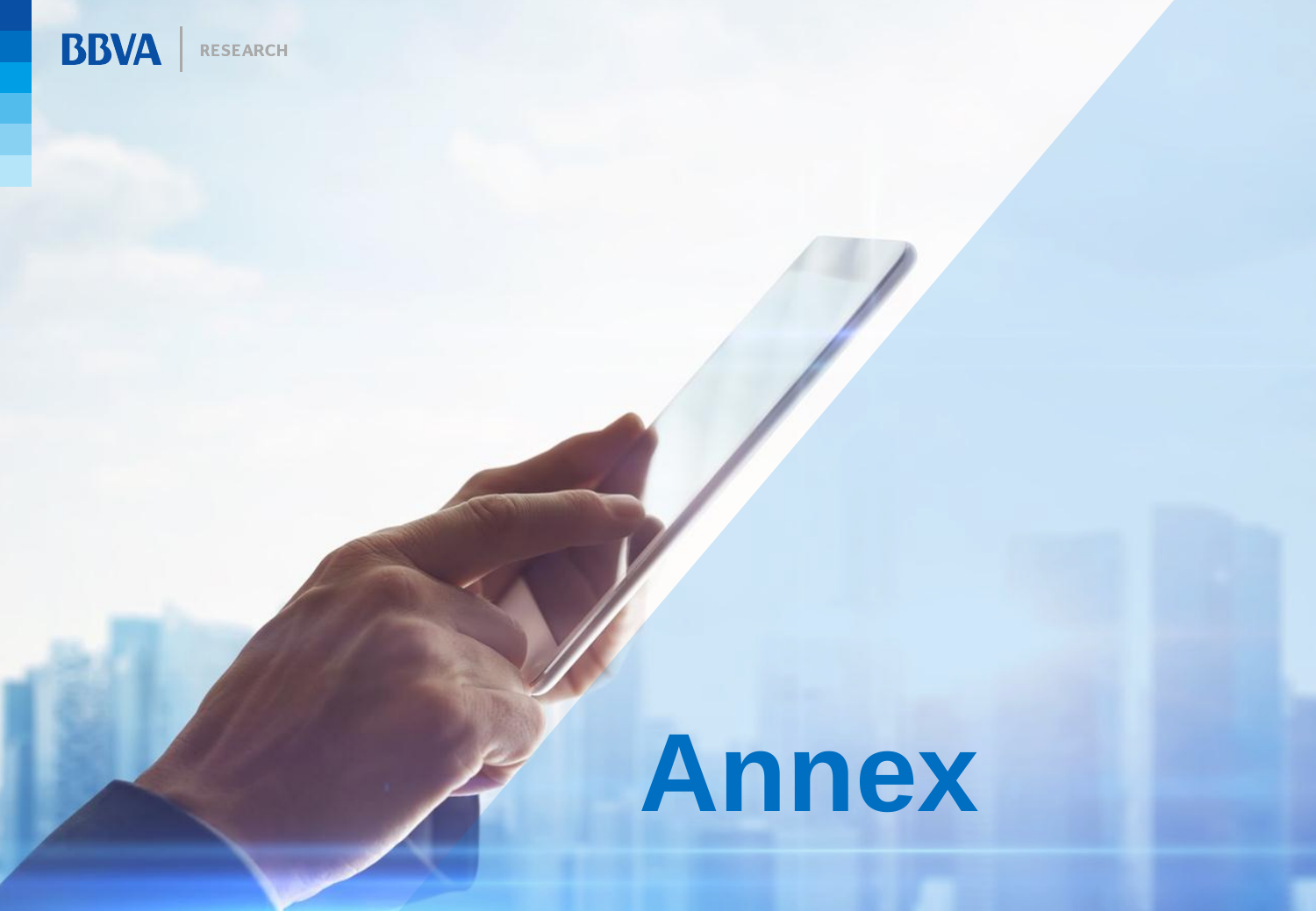# Annex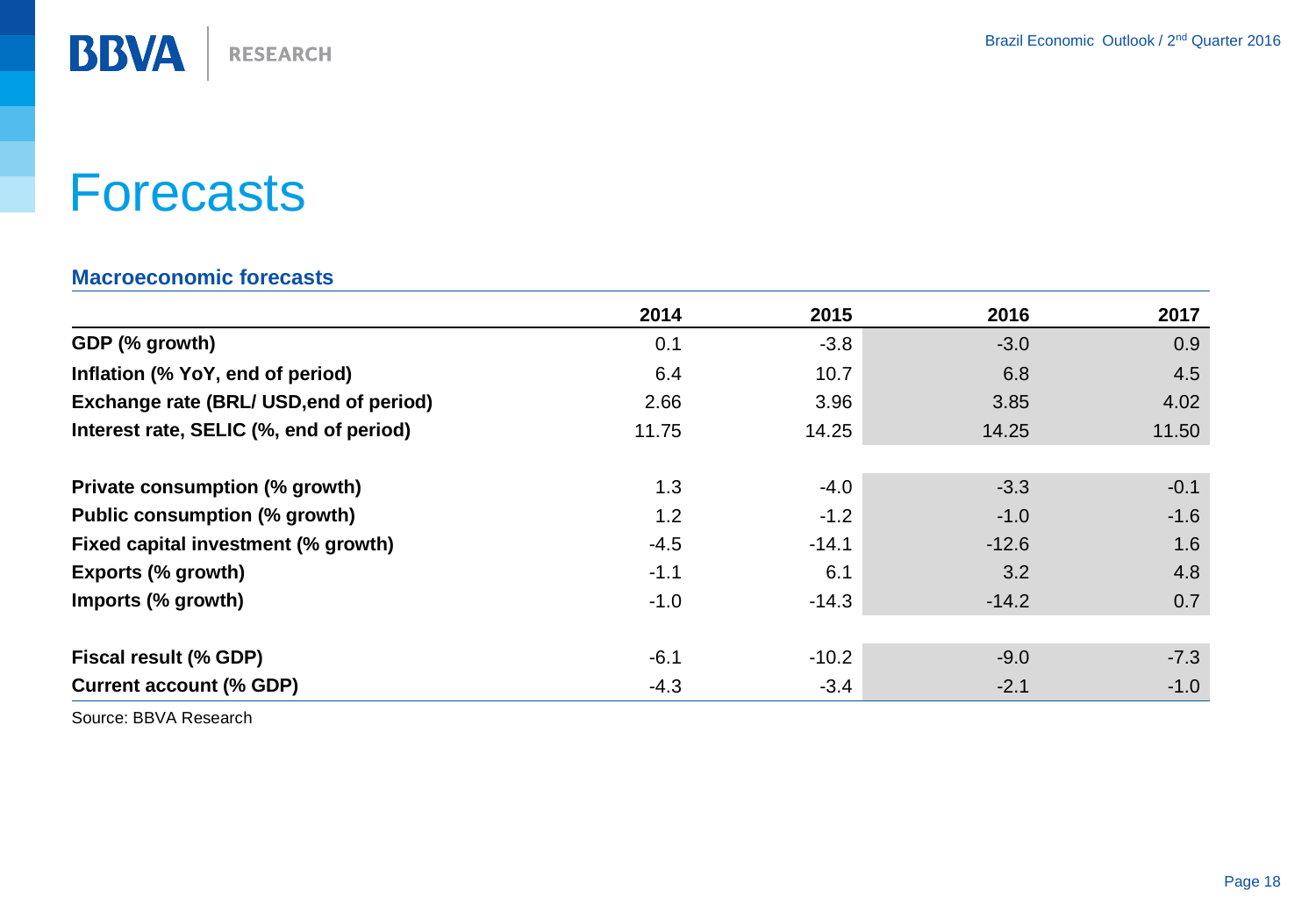# Forecasts

### Macroeconomic forecasts

| | 2014 | 2015 | 2016 | 2017 |
|---|---|---|---|---|
| **GDP (% growth)** | 0.1 | -3.8 | -3.0 | 0.9 |
| **Inflation (% YoY, end of period)** | 6.4 | 10.7 | 6.8 | 4.5 |
| **Exchange rate (BRL/ USD,end of period)** | 2.66 | 3.96 | 3.85 | 4.02 |
| **Interest rate, SELIC (%, end of period)** | 11.75 | 14.25 | 14.25 | 11.50 |
| | | | | |
| **Private consumption (% growth)** | 1.3 | -4.0 | -3.3 | -0.1 |
| **Public consumption (% growth)** | 1.2 | -1.2 | -1.0 | -1.6 |
| **Fixed capital investment (% growth)** | -4.5 | -14.1 | -12.6 | 1.6 |
| **Exports (% growth)** | -1.1 | 6.1 | 3.2 | 4.8 |
| **Imports (% growth)** | -1.0 | -14.3 | -14.2 | 0.7 |
| | | | | |
| **Fiscal result (% GDP)** | -6.1 | -10.2 | -9.0 | -7.3 |
| **Current account (% GDP)** | -4.3 | -3.4 | -2.1 | -1.0 |

Source: BBVA Research